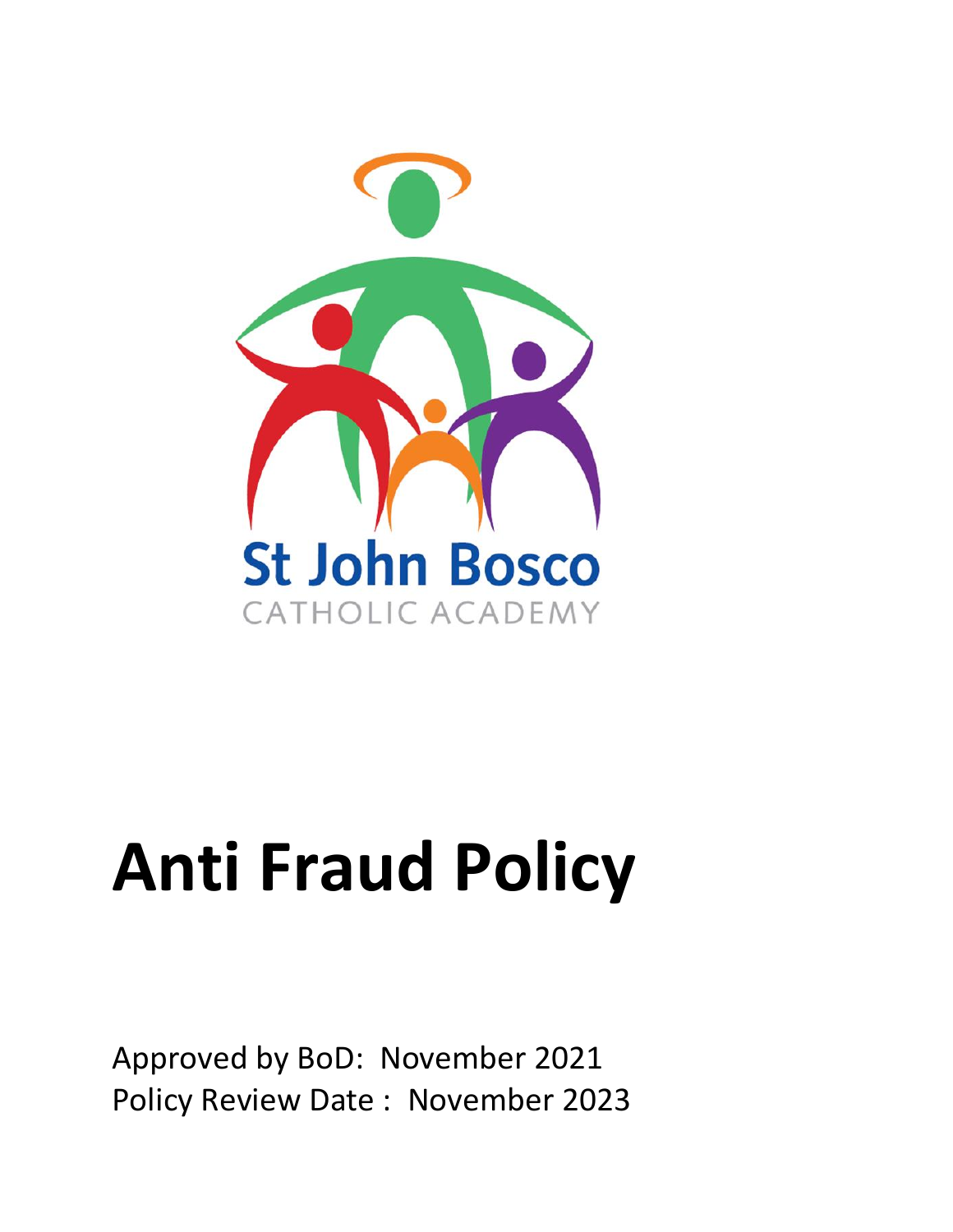St John Bosco

CATHOLIC ACADEMY

# Anti Fraud Policy

Approved by BoD: November 2021

Policy Review Date : November 2023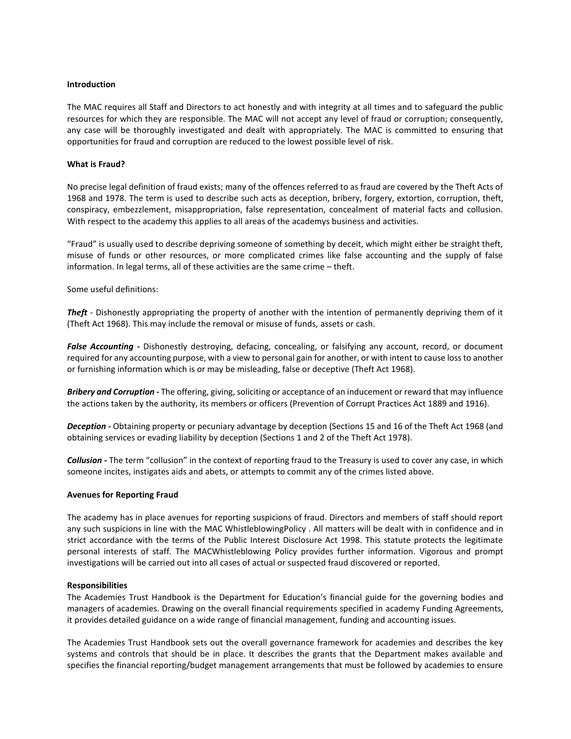**Introduction**

The MAC requires all Staff and Directors to act honestly and with integrity at all times and to safeguard the public resources for which they are responsible. The MAC will not accept any level of fraud or corruption; consequently, any case will be thoroughly investigated and dealt with appropriately. The MAC is committed to ensuring that opportunities for fraud and corruption are reduced to the lowest possible level of risk.

**What is Fraud?**

No precise legal definition of fraud exists; many of the offences referred to as fraud are covered by the Theft Acts of 1968 and 1978. The term is used to describe such acts as deception, bribery, forgery, extortion, corruption, theft, conspiracy, embezzlement, misappropriation, false representation, concealment of material facts and collusion. With respect to the academy this applies to all areas of the academys business and activities.

"Fraud" is usually used to describe depriving someone of something by deceit, which might either be straight theft, misuse of funds or other resources, or more complicated crimes like false accounting and the supply of false information. In legal terms, all of these activities are the same crime – theft.

Some useful definitions:

***Theft*** - Dishonestly appropriating the property of another with the intention of permanently depriving them of it (Theft Act 1968). This may include the removal or misuse of funds, assets or cash.

***False Accounting -*** Dishonestly destroying, defacing, concealing, or falsifying any account, record, or document required for any accounting purpose, with a view to personal gain for another, or with intent to cause loss to another or furnishing information which is or may be misleading, false or deceptive (Theft Act 1968).

***Bribery and Corruption -*** The offering, giving, soliciting or acceptance of an inducement or reward that may influence the actions taken by the authority, its members or officers (Prevention of Corrupt Practices Act 1889 and 1916).

***Deception -*** Obtaining property or pecuniary advantage by deception (Sections 15 and 16 of the Theft Act 1968 (and obtaining services or evading liability by deception (Sections 1 and 2 of the Theft Act 1978).

***Collusion -*** The term "collusion" in the context of reporting fraud to the Treasury is used to cover any case, in which someone incites, instigates aids and abets, or attempts to commit any of the crimes listed above.

**Avenues for Reporting Fraud**

The academy has in place avenues for reporting suspicions of fraud. Directors and members of staff should report any such suspicions in line with the MAC WhistleblowingPolicy . All matters will be dealt with in confidence and in strict accordance with the terms of the Public Interest Disclosure Act 1998. This statute protects the legitimate personal interests of staff. The MACWhistleblowing Policy provides further information. Vigorous and prompt investigations will be carried out into all cases of actual or suspected fraud discovered or reported.

**Responsibilities**

The Academies Trust Handbook is the Department for Education's financial guide for the governing bodies and managers of academies. Drawing on the overall financial requirements specified in academy Funding Agreements, it provides detailed guidance on a wide range of financial management, funding and accounting issues.

The Academies Trust Handbook sets out the overall governance framework for academies and describes the key systems and controls that should be in place. It describes the grants that the Department makes available and specifies the financial reporting/budget management arrangements that must be followed by academies to ensure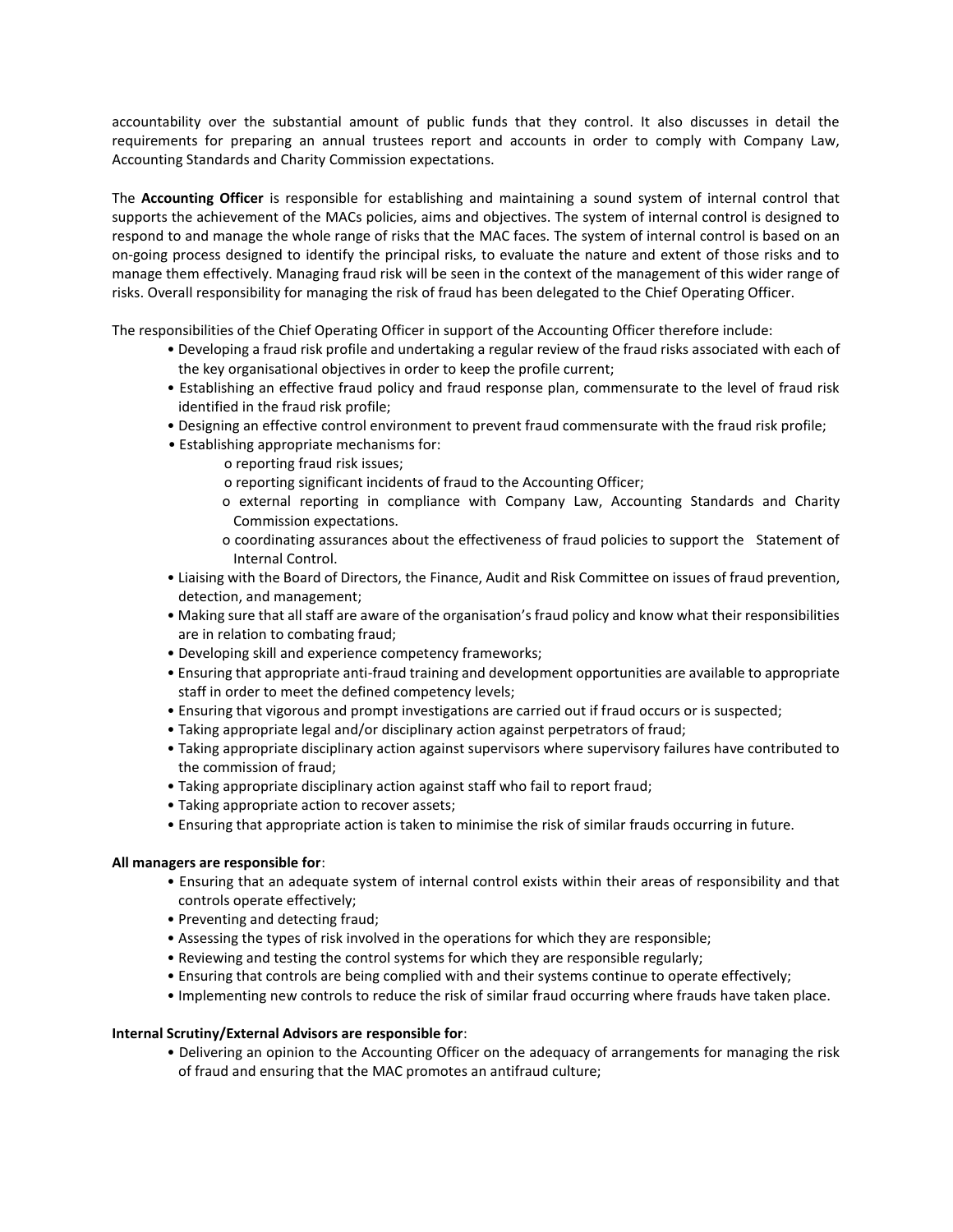accountability over the substantial amount of public funds that they control. It also discusses in detail the requirements for preparing an annual trustees report and accounts in order to comply with Company Law, Accounting Standards and Charity Commission expectations.

The **Accounting Officer** is responsible for establishing and maintaining a sound system of internal control that supports the achievement of the MACs policies, aims and objectives. The system of internal control is designed to respond to and manage the whole range of risks that the MAC faces. The system of internal control is based on an on-going process designed to identify the principal risks, to evaluate the nature and extent of those risks and to manage them effectively. Managing fraud risk will be seen in the context of the management of this wider range of risks. Overall responsibility for managing the risk of fraud has been delegated to the Chief Operating Officer.

The responsibilities of the Chief Operating Officer in support of the Accounting Officer therefore include:

- Developing a fraud risk profile and undertaking a regular review of the fraud risks associated with each of the key organisational objectives in order to keep the profile current;
- Establishing an effective fraud policy and fraud response plan, commensurate to the level of fraud risk identified in the fraud risk profile;
- Designing an effective control environment to prevent fraud commensurate with the fraud risk profile;
- Establishing appropriate mechanisms for:
    - reporting fraud risk issues;
    - reporting significant incidents of fraud to the Accounting Officer;
    - external reporting in compliance with Company Law, Accounting Standards and Charity Commission expectations.
    - coordinating assurances about the effectiveness of fraud policies to support the Statement of Internal Control.
- Liaising with the Board of Directors, the Finance, Audit and Risk Committee on issues of fraud prevention, detection, and management;
- Making sure that all staff are aware of the organisation's fraud policy and know what their responsibilities are in relation to combating fraud;
- Developing skill and experience competency frameworks;
- Ensuring that appropriate anti-fraud training and development opportunities are available to appropriate staff in order to meet the defined competency levels;
- Ensuring that vigorous and prompt investigations are carried out if fraud occurs or is suspected;
- Taking appropriate legal and/or disciplinary action against perpetrators of fraud;
- Taking appropriate disciplinary action against supervisors where supervisory failures have contributed to the commission of fraud;
- Taking appropriate disciplinary action against staff who fail to report fraud;
- Taking appropriate action to recover assets;
- Ensuring that appropriate action is taken to minimise the risk of similar frauds occurring in future.

**All managers are responsible for**:

- Ensuring that an adequate system of internal control exists within their areas of responsibility and that controls operate effectively;
- Preventing and detecting fraud;
- Assessing the types of risk involved in the operations for which they are responsible;
- Reviewing and testing the control systems for which they are responsible regularly;
- Ensuring that controls are being complied with and their systems continue to operate effectively;
- Implementing new controls to reduce the risk of similar fraud occurring where frauds have taken place.

**Internal Scrutiny/External Advisors are responsible for**:

- Delivering an opinion to the Accounting Officer on the adequacy of arrangements for managing the risk of fraud and ensuring that the MAC promotes an antifraud culture;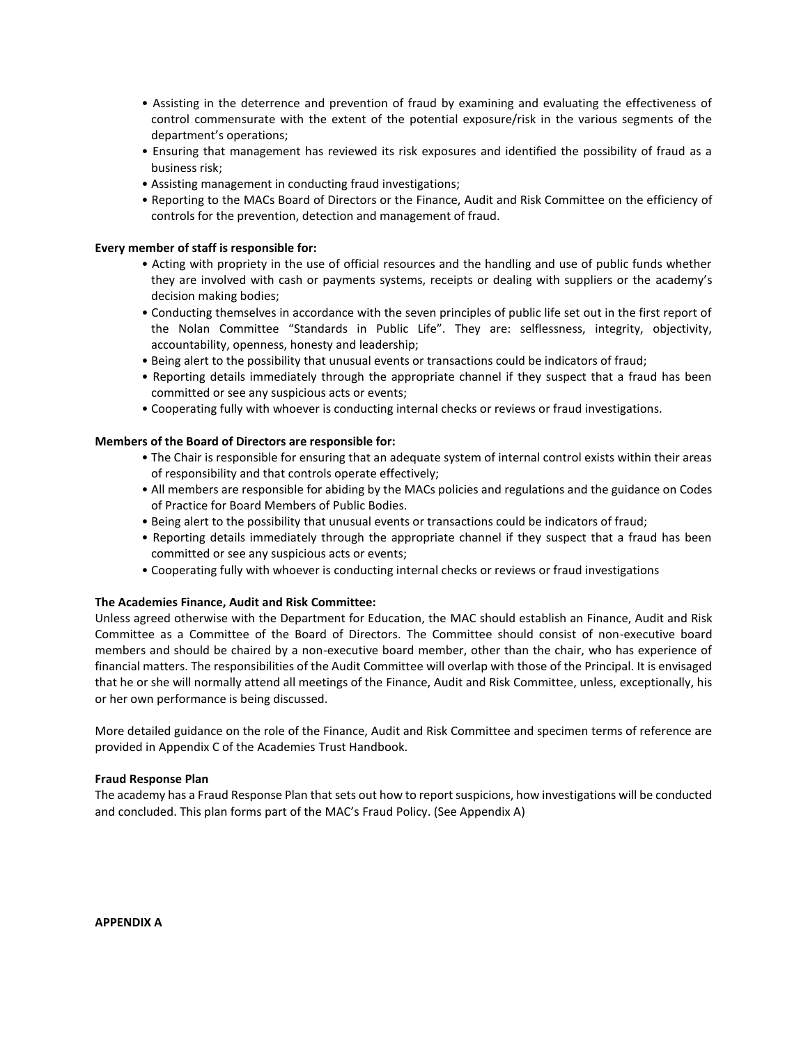- Assisting in the deterrence and prevention of fraud by examining and evaluating the effectiveness of control commensurate with the extent of the potential exposure/risk in the various segments of the department's operations;
- Ensuring that management has reviewed its risk exposures and identified the possibility of fraud as a business risk;
- Assisting management in conducting fraud investigations;
- Reporting to the MACs Board of Directors or the Finance, Audit and Risk Committee on the efficiency of controls for the prevention, detection and management of fraud.

**Every member of staff is responsible for:**

- Acting with propriety in the use of official resources and the handling and use of public funds whether they are involved with cash or payments systems, receipts or dealing with suppliers or the academy's decision making bodies;
- Conducting themselves in accordance with the seven principles of public life set out in the first report of the Nolan Committee "Standards in Public Life". They are: selflessness, integrity, objectivity, accountability, openness, honesty and leadership;
- Being alert to the possibility that unusual events or transactions could be indicators of fraud;
- Reporting details immediately through the appropriate channel if they suspect that a fraud has been committed or see any suspicious acts or events;
- Cooperating fully with whoever is conducting internal checks or reviews or fraud investigations.

**Members of the Board of Directors are responsible for:**

- The Chair is responsible for ensuring that an adequate system of internal control exists within their areas of responsibility and that controls operate effectively;
- All members are responsible for abiding by the MACs policies and regulations and the guidance on Codes of Practice for Board Members of Public Bodies.
- Being alert to the possibility that unusual events or transactions could be indicators of fraud;
- Reporting details immediately through the appropriate channel if they suspect that a fraud has been committed or see any suspicious acts or events;
- Cooperating fully with whoever is conducting internal checks or reviews or fraud investigations

**The Academies Finance, Audit and Risk Committee:**

Unless agreed otherwise with the Department for Education, the MAC should establish an Finance, Audit and Risk Committee as a Committee of the Board of Directors. The Committee should consist of non-executive board members and should be chaired by a non-executive board member, other than the chair, who has experience of financial matters. The responsibilities of the Audit Committee will overlap with those of the Principal. It is envisaged that he or she will normally attend all meetings of the Finance, Audit and Risk Committee, unless, exceptionally, his or her own performance is being discussed.

More detailed guidance on the role of the Finance, Audit and Risk Committee and specimen terms of reference are provided in Appendix C of the Academies Trust Handbook.

**Fraud Response Plan**

The academy has a Fraud Response Plan that sets out how to report suspicions, how investigations will be conducted and concluded. This plan forms part of the MAC's Fraud Policy. (See Appendix A)

**APPENDIX A**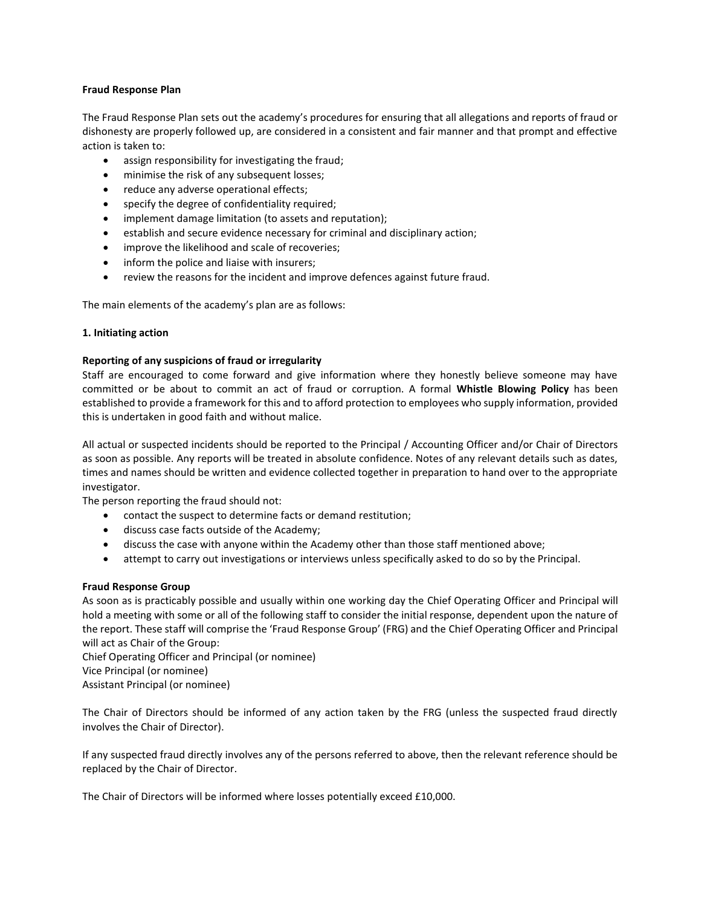**Fraud Response Plan**

The Fraud Response Plan sets out the academy's procedures for ensuring that all allegations and reports of fraud or dishonesty are properly followed up, are considered in a consistent and fair manner and that prompt and effective action is taken to:

- assign responsibility for investigating the fraud;
- minimise the risk of any subsequent losses;
- reduce any adverse operational effects;
- specify the degree of confidentiality required;
- implement damage limitation (to assets and reputation);
- establish and secure evidence necessary for criminal and disciplinary action;
- improve the likelihood and scale of recoveries;
- inform the police and liaise with insurers;
- review the reasons for the incident and improve defences against future fraud.

The main elements of the academy's plan are as follows:

**1. Initiating action**

**Reporting of any suspicions of fraud or irregularity**

Staff are encouraged to come forward and give information where they honestly believe someone may have committed or be about to commit an act of fraud or corruption. A formal **Whistle Blowing Policy** has been established to provide a framework for this and to afford protection to employees who supply information, provided this is undertaken in good faith and without malice.

All actual or suspected incidents should be reported to the Principal / Accounting Officer and/or Chair of Directors as soon as possible. Any reports will be treated in absolute confidence. Notes of any relevant details such as dates, times and names should be written and evidence collected together in preparation to hand over to the appropriate investigator.

The person reporting the fraud should not:

- contact the suspect to determine facts or demand restitution;
- discuss case facts outside of the Academy;
- discuss the case with anyone within the Academy other than those staff mentioned above;
- attempt to carry out investigations or interviews unless specifically asked to do so by the Principal.

**Fraud Response Group**

As soon as is practicably possible and usually within one working day the Chief Operating Officer and Principal will hold a meeting with some or all of the following staff to consider the initial response, dependent upon the nature of the report. These staff will comprise the 'Fraud Response Group' (FRG) and the Chief Operating Officer and Principal will act as Chair of the Group:

Chief Operating Officer and Principal (or nominee)
Vice Principal (or nominee)
Assistant Principal (or nominee)

The Chair of Directors should be informed of any action taken by the FRG (unless the suspected fraud directly involves the Chair of Director).

If any suspected fraud directly involves any of the persons referred to above, then the relevant reference should be replaced by the Chair of Director.

The Chair of Directors will be informed where losses potentially exceed £10,000.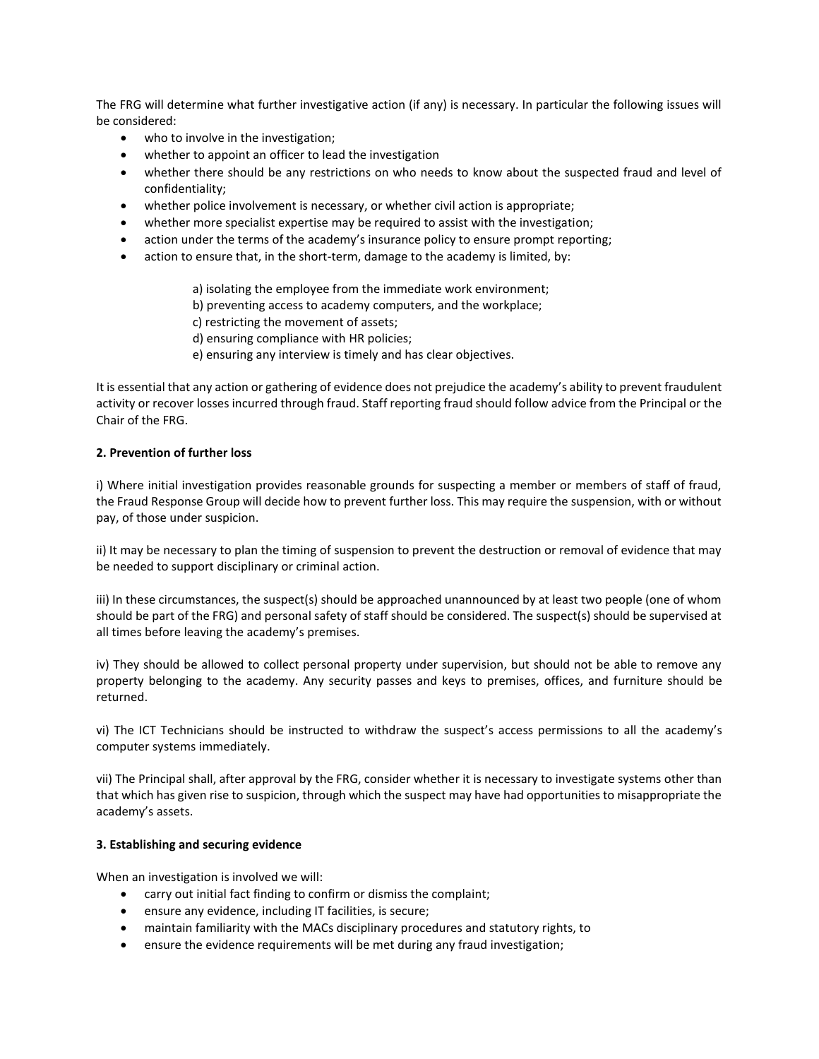The FRG will determine what further investigative action (if any) is necessary. In particular the following issues will be considered:

- who to involve in the investigation;
- whether to appoint an officer to lead the investigation
- whether there should be any restrictions on who needs to know about the suspected fraud and level of confidentiality;
- whether police involvement is necessary, or whether civil action is appropriate;
- whether more specialist expertise may be required to assist with the investigation;
- action under the terms of the academy's insurance policy to ensure prompt reporting;
- action to ensure that, in the short-term, damage to the academy is limited, by:

    a) isolating the employee from the immediate work environment;
    b) preventing access to academy computers, and the workplace;
    c) restricting the movement of assets;
    d) ensuring compliance with HR policies;
    e) ensuring any interview is timely and has clear objectives.

It is essential that any action or gathering of evidence does not prejudice the academy's ability to prevent fraudulent activity or recover losses incurred through fraud. Staff reporting fraud should follow advice from the Principal or the Chair of the FRG.

**2. Prevention of further loss**

i) Where initial investigation provides reasonable grounds for suspecting a member or members of staff of fraud, the Fraud Response Group will decide how to prevent further loss. This may require the suspension, with or without pay, of those under suspicion.

ii) It may be necessary to plan the timing of suspension to prevent the destruction or removal of evidence that may be needed to support disciplinary or criminal action.

iii) In these circumstances, the suspect(s) should be approached unannounced by at least two people (one of whom should be part of the FRG) and personal safety of staff should be considered. The suspect(s) should be supervised at all times before leaving the academy's premises.

iv) They should be allowed to collect personal property under supervision, but should not be able to remove any property belonging to the academy. Any security passes and keys to premises, offices, and furniture should be returned.

vi) The ICT Technicians should be instructed to withdraw the suspect's access permissions to all the academy's computer systems immediately.

vii) The Principal shall, after approval by the FRG, consider whether it is necessary to investigate systems other than that which has given rise to suspicion, through which the suspect may have had opportunities to misappropriate the academy's assets.

**3. Establishing and securing evidence**

When an investigation is involved we will:

- carry out initial fact finding to confirm or dismiss the complaint;
- ensure any evidence, including IT facilities, is secure;
- maintain familiarity with the MACs disciplinary procedures and statutory rights, to
- ensure the evidence requirements will be met during any fraud investigation;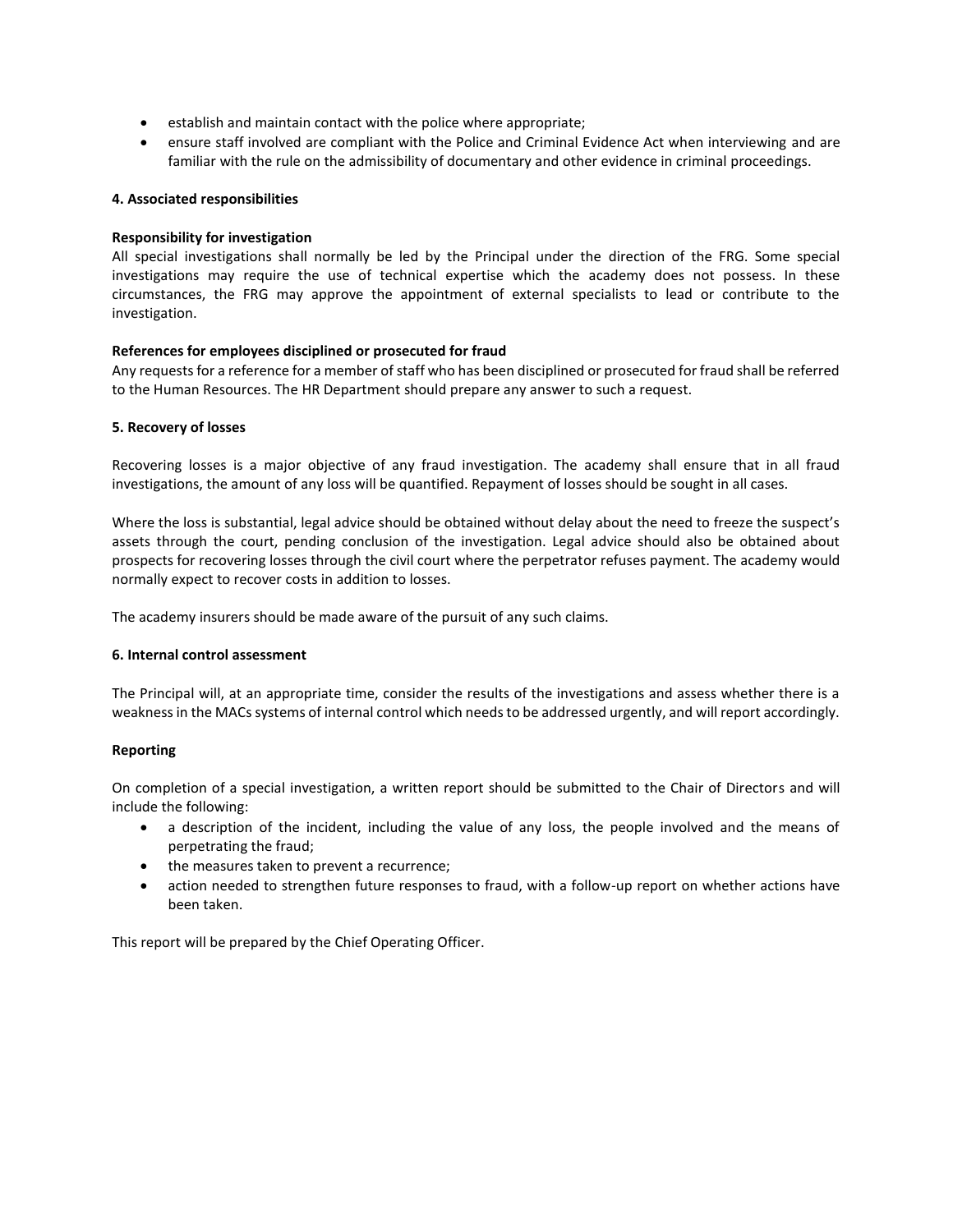- establish and maintain contact with the police where appropriate;
- ensure staff involved are compliant with the Police and Criminal Evidence Act when interviewing and are familiar with the rule on the admissibility of documentary and other evidence in criminal proceedings.

## 4. Associated responsibilities

**Responsibility for investigation**

All special investigations shall normally be led by the Principal under the direction of the FRG. Some special investigations may require the use of technical expertise which the academy does not possess. In these circumstances, the FRG may approve the appointment of external specialists to lead or contribute to the investigation.

**References for employees disciplined or prosecuted for fraud**

Any requests for a reference for a member of staff who has been disciplined or prosecuted for fraud shall be referred to the Human Resources. The HR Department should prepare any answer to such a request.

## 5. Recovery of losses

Recovering losses is a major objective of any fraud investigation. The academy shall ensure that in all fraud investigations, the amount of any loss will be quantified. Repayment of losses should be sought in all cases.

Where the loss is substantial, legal advice should be obtained without delay about the need to freeze the suspect's assets through the court, pending conclusion of the investigation. Legal advice should also be obtained about prospects for recovering losses through the civil court where the perpetrator refuses payment. The academy would normally expect to recover costs in addition to losses.

The academy insurers should be made aware of the pursuit of any such claims.

## 6. Internal control assessment

The Principal will, at an appropriate time, consider the results of the investigations and assess whether there is a weakness in the MACs systems of internal control which needs to be addressed urgently, and will report accordingly.

**Reporting**

On completion of a special investigation, a written report should be submitted to the Chair of Directors and will include the following:

- a description of the incident, including the value of any loss, the people involved and the means of perpetrating the fraud;
- the measures taken to prevent a recurrence;
- action needed to strengthen future responses to fraud, with a follow-up report on whether actions have been taken.

This report will be prepared by the Chief Operating Officer.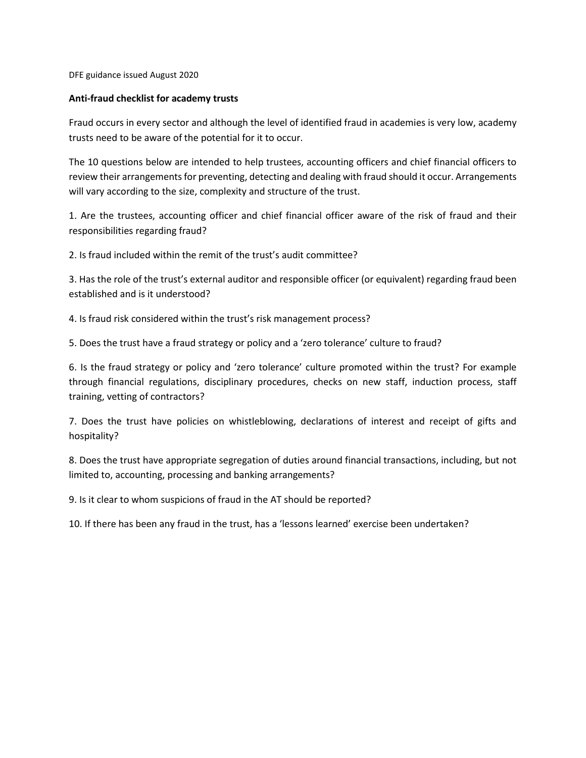DFE guidance issued August 2020

**Anti-fraud checklist for academy trusts**

Fraud occurs in every sector and although the level of identified fraud in academies is very low, academy trusts need to be aware of the potential for it to occur.

The 10 questions below are intended to help trustees, accounting officers and chief financial officers to review their arrangements for preventing, detecting and dealing with fraud should it occur. Arrangements will vary according to the size, complexity and structure of the trust.

1. Are the trustees, accounting officer and chief financial officer aware of the risk of fraud and their responsibilities regarding fraud?

2. Is fraud included within the remit of the trust's audit committee?

3. Has the role of the trust's external auditor and responsible officer (or equivalent) regarding fraud been established and is it understood?

4. Is fraud risk considered within the trust's risk management process?

5. Does the trust have a fraud strategy or policy and a 'zero tolerance' culture to fraud?

6. Is the fraud strategy or policy and 'zero tolerance' culture promoted within the trust? For example through financial regulations, disciplinary procedures, checks on new staff, induction process, staff training, vetting of contractors?

7. Does the trust have policies on whistleblowing, declarations of interest and receipt of gifts and hospitality?

8. Does the trust have appropriate segregation of duties around financial transactions, including, but not limited to, accounting, processing and banking arrangements?

9. Is it clear to whom suspicions of fraud in the AT should be reported?

10. If there has been any fraud in the trust, has a 'lessons learned' exercise been undertaken?